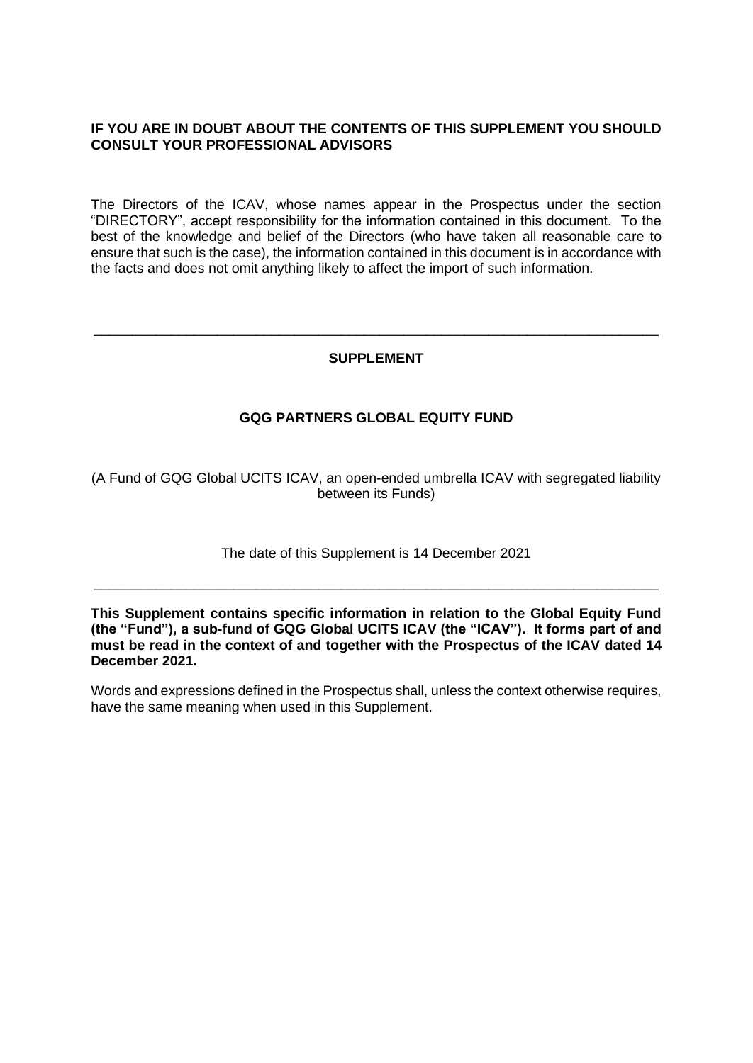**IF YOU ARE IN DOUBT ABOUT THE CONTENTS OF THIS SUPPLEMENT YOU SHOULD CONSULT YOUR PROFESSIONAL ADVISORS**

The Directors of the ICAV, whose names appear in the Prospectus under the section "DIRECTORY", accept responsibility for the information contained in this document. To the best of the knowledge and belief of the Directors (who have taken all reasonable care to ensure that such is the case), the information contained in this document is in accordance with the facts and does not omit anything likely to affect the import of such information.

---

# SUPPLEMENT

## GQG PARTNERS GLOBAL EQUITY FUND

(A Fund of GQG Global UCITS ICAV, an open-ended umbrella ICAV with segregated liability between its Funds)

The date of this Supplement is 14 December 2021

---

**This Supplement contains specific information in relation to the Global Equity Fund (the "Fund"), a sub-fund of GQG Global UCITS ICAV (the "ICAV"). It forms part of and must be read in the context of and together with the Prospectus of the ICAV dated 14 December 2021.**

Words and expressions defined in the Prospectus shall, unless the context otherwise requires, have the same meaning when used in this Supplement.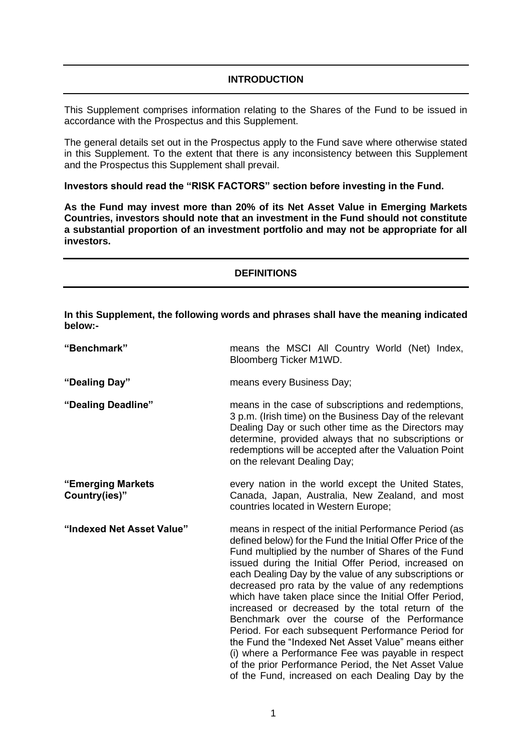## INTRODUCTION

This Supplement comprises information relating to the Shares of the Fund to be issued in accordance with the Prospectus and this Supplement.

The general details set out in the Prospectus apply to the Fund save where otherwise stated in this Supplement. To the extent that there is any inconsistency between this Supplement and the Prospectus this Supplement shall prevail.

**Investors should read the "RISK FACTORS" section before investing in the Fund.**

**As the Fund may invest more than 20% of its Net Asset Value in Emerging Markets Countries, investors should note that an investment in the Fund should not constitute a substantial proportion of an investment portfolio and may not be appropriate for all investors.**

## DEFINITIONS

**In this Supplement, the following words and phrases shall have the meaning indicated below:-**

**"Benchmark"** means the MSCI All Country World (Net) Index, Bloomberg Ticker M1WD.

**"Dealing Day"** means every Business Day;

**"Dealing Deadline"** means in the case of subscriptions and redemptions, 3 p.m. (Irish time) on the Business Day of the relevant Dealing Day or such other time as the Directors may determine, provided always that no subscriptions or redemptions will be accepted after the Valuation Point on the relevant Dealing Day;

**"Emerging Markets Country(ies)"** every nation in the world except the United States, Canada, Japan, Australia, New Zealand, and most countries located in Western Europe;

**"Indexed Net Asset Value"** means in respect of the initial Performance Period (as defined below) for the Fund the Initial Offer Price of the Fund multiplied by the number of Shares of the Fund issued during the Initial Offer Period, increased on each Dealing Day by the value of any subscriptions or decreased pro rata by the value of any redemptions which have taken place since the Initial Offer Period, increased or decreased by the total return of the Benchmark over the course of the Performance Period. For each subsequent Performance Period for the Fund the "Indexed Net Asset Value" means either (i) where a Performance Fee was payable in respect of the prior Performance Period, the Net Asset Value of the Fund, increased on each Dealing Day by the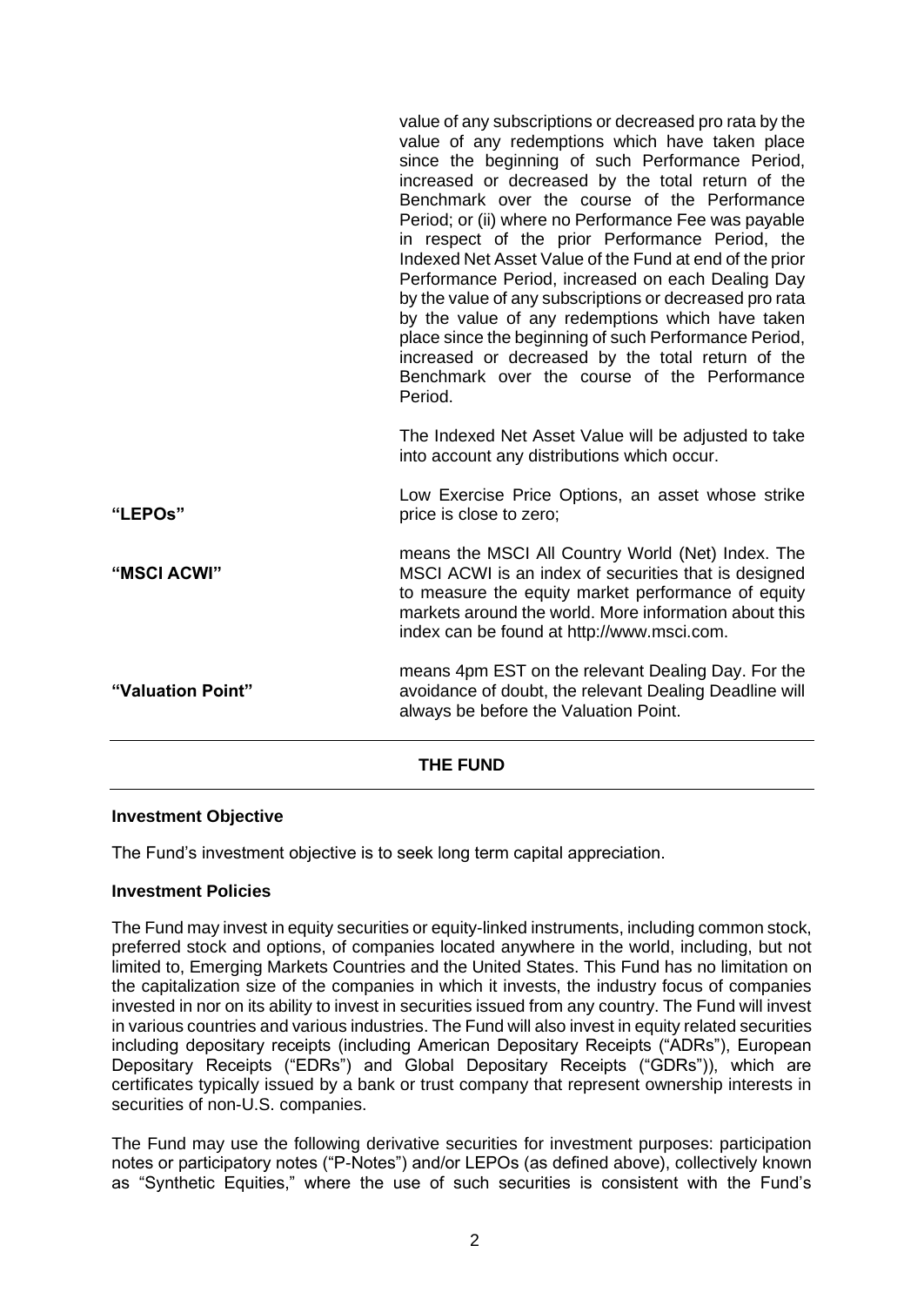| | |
|---|---|
| | value of any subscriptions or decreased pro rata by the value of any redemptions which have taken place since the beginning of such Performance Period, increased or decreased by the total return of the Benchmark over the course of the Performance Period; or (ii) where no Performance Fee was payable in respect of the prior Performance Period, the Indexed Net Asset Value of the Fund at end of the prior Performance Period, increased on each Dealing Day by the value of any subscriptions or decreased pro rata by the value of any redemptions which have taken place since the beginning of such Performance Period, increased or decreased by the total return of the Benchmark over the course of the Performance Period. |
| | The Indexed Net Asset Value will be adjusted to take into account any distributions which occur. |
| **"LEPOs"** | Low Exercise Price Options, an asset whose strike price is close to zero; |
| **"MSCI ACWI"** | means the MSCI All Country World (Net) Index. The MSCI ACWI is an index of securities that is designed to measure the equity market performance of equity markets around the world. More information about this index can be found at http://www.msci.com. |
| **"Valuation Point"** | means 4pm EST on the relevant Dealing Day. For the avoidance of doubt, the relevant Dealing Deadline will always be before the Valuation Point. |

## THE FUND

**Investment Objective**

The Fund's investment objective is to seek long term capital appreciation.

**Investment Policies**

The Fund may invest in equity securities or equity-linked instruments, including common stock, preferred stock and options, of companies located anywhere in the world, including, but not limited to, Emerging Markets Countries and the United States. This Fund has no limitation on the capitalization size of the companies in which it invests, the industry focus of companies invested in nor on its ability to invest in securities issued from any country. The Fund will invest in various countries and various industries. The Fund will also invest in equity related securities including depositary receipts (including American Depositary Receipts ("ADRs"), European Depositary Receipts ("EDRs") and Global Depositary Receipts ("GDRs")), which are certificates typically issued by a bank or trust company that represent ownership interests in securities of non-U.S. companies.

The Fund may use the following derivative securities for investment purposes: participation notes or participatory notes ("P-Notes") and/or LEPOs (as defined above), collectively known as "Synthetic Equities," where the use of such securities is consistent with the Fund's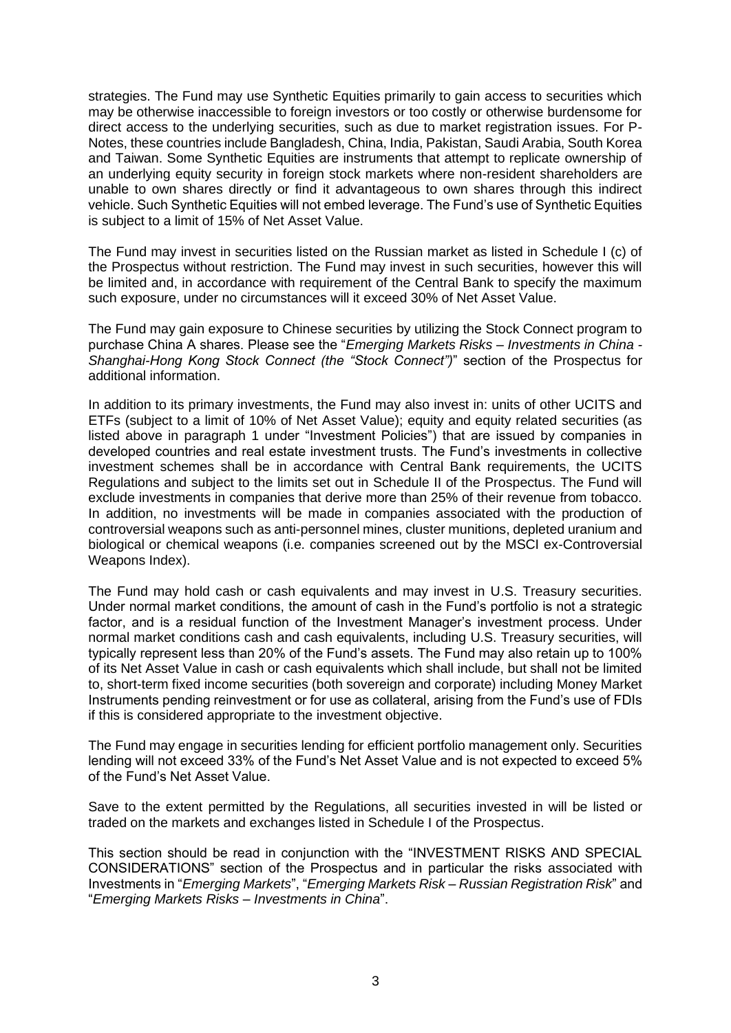strategies. The Fund may use Synthetic Equities primarily to gain access to securities which may be otherwise inaccessible to foreign investors or too costly or otherwise burdensome for direct access to the underlying securities, such as due to market registration issues. For P-Notes, these countries include Bangladesh, China, India, Pakistan, Saudi Arabia, South Korea and Taiwan. Some Synthetic Equities are instruments that attempt to replicate ownership of an underlying equity security in foreign stock markets where non-resident shareholders are unable to own shares directly or find it advantageous to own shares through this indirect vehicle. Such Synthetic Equities will not embed leverage. The Fund's use of Synthetic Equities is subject to a limit of 15% of Net Asset Value.

The Fund may invest in securities listed on the Russian market as listed in Schedule I (c) of the Prospectus without restriction. The Fund may invest in such securities, however this will be limited and, in accordance with requirement of the Central Bank to specify the maximum such exposure, under no circumstances will it exceed 30% of Net Asset Value.

The Fund may gain exposure to Chinese securities by utilizing the Stock Connect program to purchase China A shares. Please see the "*Emerging Markets Risks – Investments in China - Shanghai-Hong Kong Stock Connect (the "Stock Connect")*" section of the Prospectus for additional information.

In addition to its primary investments, the Fund may also invest in: units of other UCITS and ETFs (subject to a limit of 10% of Net Asset Value); equity and equity related securities (as listed above in paragraph 1 under "Investment Policies") that are issued by companies in developed countries and real estate investment trusts. The Fund's investments in collective investment schemes shall be in accordance with Central Bank requirements, the UCITS Regulations and subject to the limits set out in Schedule II of the Prospectus. The Fund will exclude investments in companies that derive more than 25% of their revenue from tobacco. In addition, no investments will be made in companies associated with the production of controversial weapons such as anti-personnel mines, cluster munitions, depleted uranium and biological or chemical weapons (i.e. companies screened out by the MSCI ex-Controversial Weapons Index).

The Fund may hold cash or cash equivalents and may invest in U.S. Treasury securities. Under normal market conditions, the amount of cash in the Fund's portfolio is not a strategic factor, and is a residual function of the Investment Manager's investment process. Under normal market conditions cash and cash equivalents, including U.S. Treasury securities, will typically represent less than 20% of the Fund's assets. The Fund may also retain up to 100% of its Net Asset Value in cash or cash equivalents which shall include, but shall not be limited to, short-term fixed income securities (both sovereign and corporate) including Money Market Instruments pending reinvestment or for use as collateral, arising from the Fund's use of FDIs if this is considered appropriate to the investment objective.

The Fund may engage in securities lending for efficient portfolio management only. Securities lending will not exceed 33% of the Fund's Net Asset Value and is not expected to exceed 5% of the Fund's Net Asset Value.

Save to the extent permitted by the Regulations, all securities invested in will be listed or traded on the markets and exchanges listed in Schedule I of the Prospectus.

This section should be read in conjunction with the "INVESTMENT RISKS AND SPECIAL CONSIDERATIONS" section of the Prospectus and in particular the risks associated with Investments in "*Emerging Markets*", "*Emerging Markets Risk – Russian Registration Risk*" and "*Emerging Markets Risks – Investments in China*".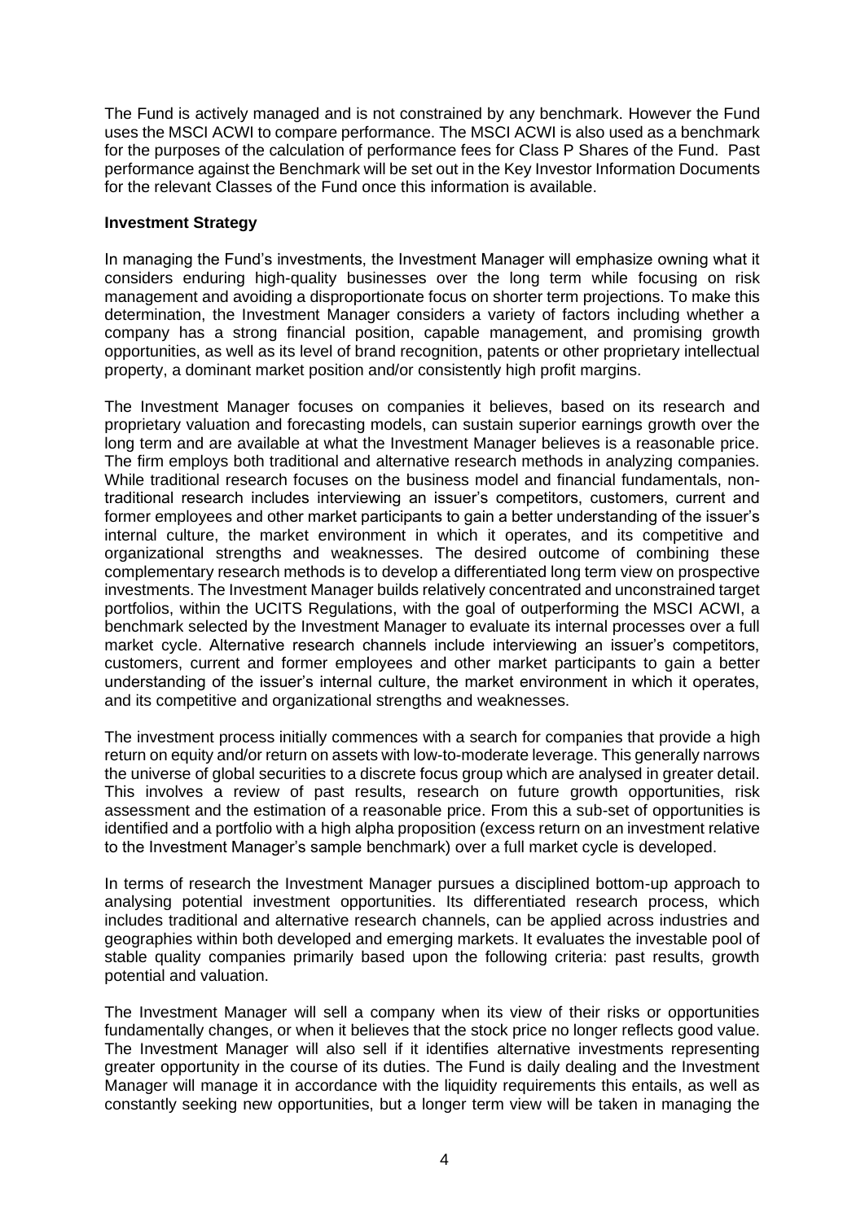The Fund is actively managed and is not constrained by any benchmark. However the Fund uses the MSCI ACWI to compare performance. The MSCI ACWI is also used as a benchmark for the purposes of the calculation of performance fees for Class P Shares of the Fund. Past performance against the Benchmark will be set out in the Key Investor Information Documents for the relevant Classes of the Fund once this information is available.

**Investment Strategy**

In managing the Fund's investments, the Investment Manager will emphasize owning what it considers enduring high-quality businesses over the long term while focusing on risk management and avoiding a disproportionate focus on shorter term projections. To make this determination, the Investment Manager considers a variety of factors including whether a company has a strong financial position, capable management, and promising growth opportunities, as well as its level of brand recognition, patents or other proprietary intellectual property, a dominant market position and/or consistently high profit margins.

The Investment Manager focuses on companies it believes, based on its research and proprietary valuation and forecasting models, can sustain superior earnings growth over the long term and are available at what the Investment Manager believes is a reasonable price. The firm employs both traditional and alternative research methods in analyzing companies. While traditional research focuses on the business model and financial fundamentals, non-traditional research includes interviewing an issuer's competitors, customers, current and former employees and other market participants to gain a better understanding of the issuer's internal culture, the market environment in which it operates, and its competitive and organizational strengths and weaknesses. The desired outcome of combining these complementary research methods is to develop a differentiated long term view on prospective investments. The Investment Manager builds relatively concentrated and unconstrained target portfolios, within the UCITS Regulations, with the goal of outperforming the MSCI ACWI, a benchmark selected by the Investment Manager to evaluate its internal processes over a full market cycle. Alternative research channels include interviewing an issuer's competitors, customers, current and former employees and other market participants to gain a better understanding of the issuer's internal culture, the market environment in which it operates, and its competitive and organizational strengths and weaknesses.

The investment process initially commences with a search for companies that provide a high return on equity and/or return on assets with low-to-moderate leverage. This generally narrows the universe of global securities to a discrete focus group which are analysed in greater detail. This involves a review of past results, research on future growth opportunities, risk assessment and the estimation of a reasonable price. From this a sub-set of opportunities is identified and a portfolio with a high alpha proposition (excess return on an investment relative to the Investment Manager's sample benchmark) over a full market cycle is developed.

In terms of research the Investment Manager pursues a disciplined bottom-up approach to analysing potential investment opportunities. Its differentiated research process, which includes traditional and alternative research channels, can be applied across industries and geographies within both developed and emerging markets. It evaluates the investable pool of stable quality companies primarily based upon the following criteria: past results, growth potential and valuation.

The Investment Manager will sell a company when its view of their risks or opportunities fundamentally changes, or when it believes that the stock price no longer reflects good value. The Investment Manager will also sell if it identifies alternative investments representing greater opportunity in the course of its duties. The Fund is daily dealing and the Investment Manager will manage it in accordance with the liquidity requirements this entails, as well as constantly seeking new opportunities, but a longer term view will be taken in managing the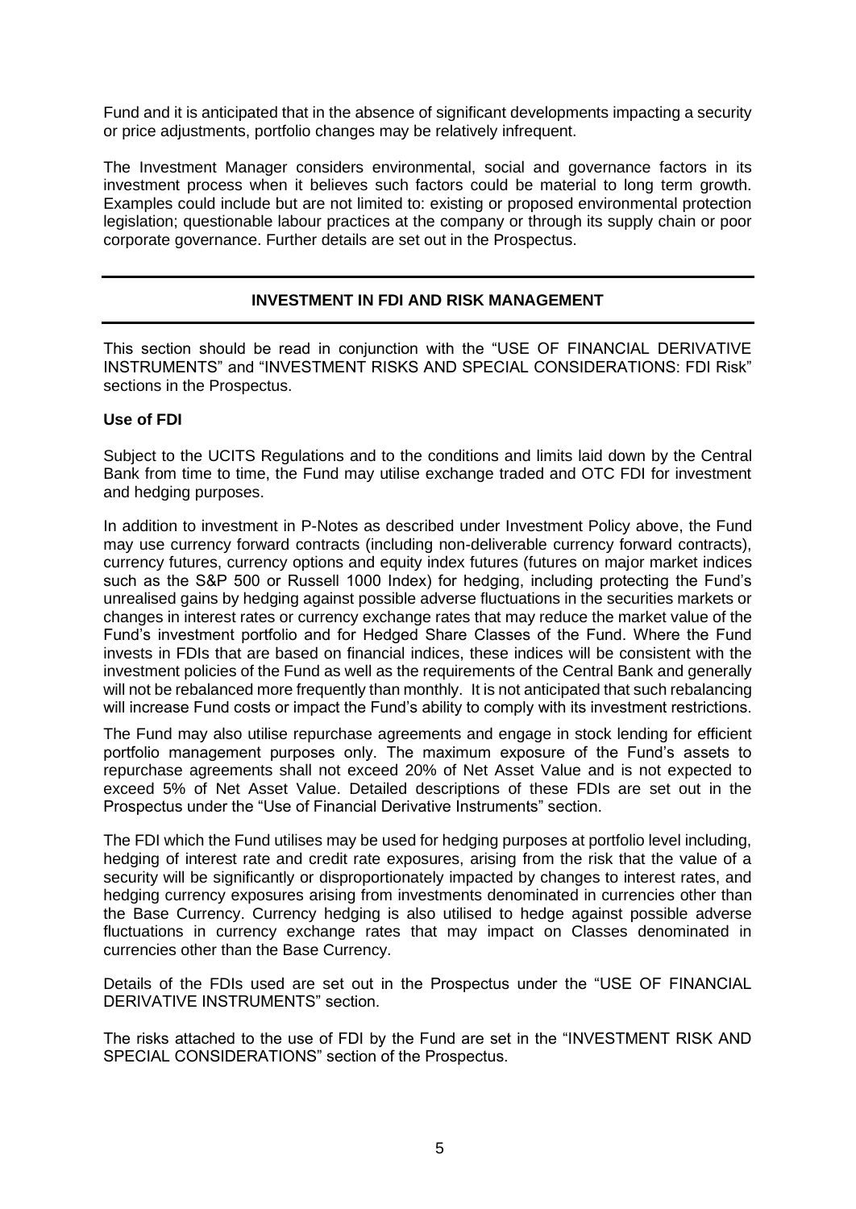Fund and it is anticipated that in the absence of significant developments impacting a security or price adjustments, portfolio changes may be relatively infrequent.

The Investment Manager considers environmental, social and governance factors in its investment process when it believes such factors could be material to long term growth. Examples could include but are not limited to: existing or proposed environmental protection legislation; questionable labour practices at the company or through its supply chain or poor corporate governance. Further details are set out in the Prospectus.

## INVESTMENT IN FDI AND RISK MANAGEMENT

This section should be read in conjunction with the "USE OF FINANCIAL DERIVATIVE INSTRUMENTS" and "INVESTMENT RISKS AND SPECIAL CONSIDERATIONS: FDI Risk" sections in the Prospectus.

**Use of FDI**

Subject to the UCITS Regulations and to the conditions and limits laid down by the Central Bank from time to time, the Fund may utilise exchange traded and OTC FDI for investment and hedging purposes.

In addition to investment in P-Notes as described under Investment Policy above, the Fund may use currency forward contracts (including non-deliverable currency forward contracts), currency futures, currency options and equity index futures (futures on major market indices such as the S&P 500 or Russell 1000 Index) for hedging, including protecting the Fund's unrealised gains by hedging against possible adverse fluctuations in the securities markets or changes in interest rates or currency exchange rates that may reduce the market value of the Fund's investment portfolio and for Hedged Share Classes of the Fund. Where the Fund invests in FDIs that are based on financial indices, these indices will be consistent with the investment policies of the Fund as well as the requirements of the Central Bank and generally will not be rebalanced more frequently than monthly. It is not anticipated that such rebalancing will increase Fund costs or impact the Fund's ability to comply with its investment restrictions.

The Fund may also utilise repurchase agreements and engage in stock lending for efficient portfolio management purposes only. The maximum exposure of the Fund's assets to repurchase agreements shall not exceed 20% of Net Asset Value and is not expected to exceed 5% of Net Asset Value. Detailed descriptions of these FDIs are set out in the Prospectus under the "Use of Financial Derivative Instruments" section.

The FDI which the Fund utilises may be used for hedging purposes at portfolio level including, hedging of interest rate and credit rate exposures, arising from the risk that the value of a security will be significantly or disproportionately impacted by changes to interest rates, and hedging currency exposures arising from investments denominated in currencies other than the Base Currency. Currency hedging is also utilised to hedge against possible adverse fluctuations in currency exchange rates that may impact on Classes denominated in currencies other than the Base Currency.

Details of the FDIs used are set out in the Prospectus under the "USE OF FINANCIAL DERIVATIVE INSTRUMENTS" section.

The risks attached to the use of FDI by the Fund are set in the "INVESTMENT RISK AND SPECIAL CONSIDERATIONS" section of the Prospectus.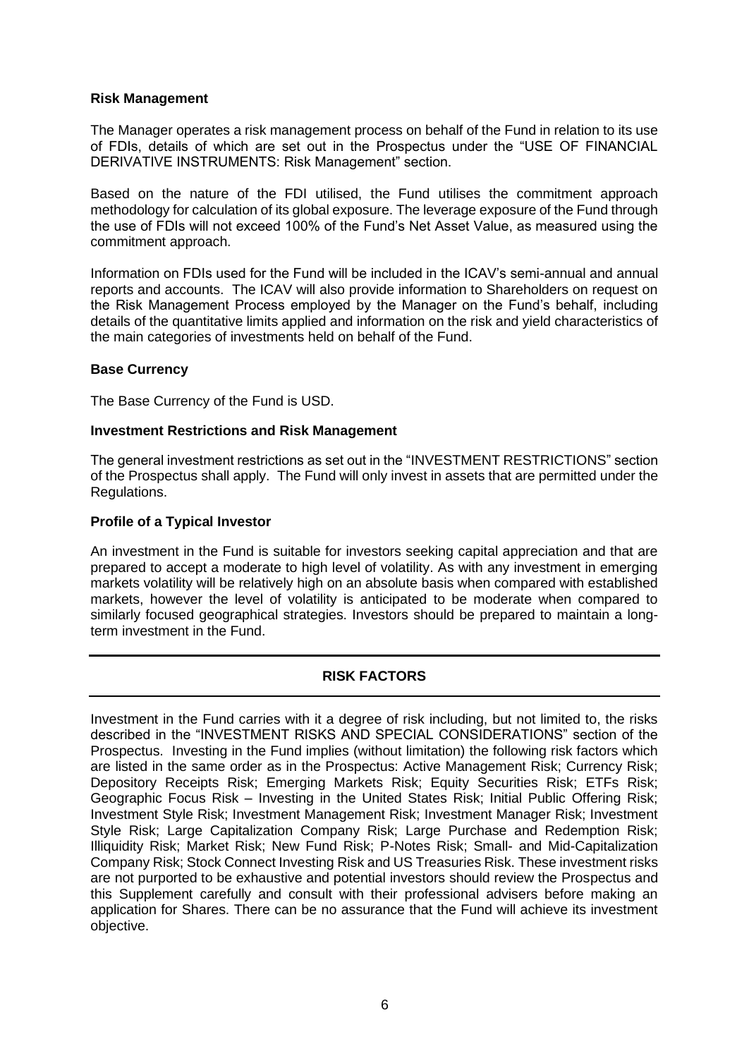**Risk Management**

The Manager operates a risk management process on behalf of the Fund in relation to its use of FDIs, details of which are set out in the Prospectus under the "USE OF FINANCIAL DERIVATIVE INSTRUMENTS: Risk Management" section.

Based on the nature of the FDI utilised, the Fund utilises the commitment approach methodology for calculation of its global exposure. The leverage exposure of the Fund through the use of FDIs will not exceed 100% of the Fund's Net Asset Value, as measured using the commitment approach.

Information on FDIs used for the Fund will be included in the ICAV's semi-annual and annual reports and accounts. The ICAV will also provide information to Shareholders on request on the Risk Management Process employed by the Manager on the Fund's behalf, including details of the quantitative limits applied and information on the risk and yield characteristics of the main categories of investments held on behalf of the Fund.

**Base Currency**

The Base Currency of the Fund is USD.

**Investment Restrictions and Risk Management**

The general investment restrictions as set out in the "INVESTMENT RESTRICTIONS" section of the Prospectus shall apply. The Fund will only invest in assets that are permitted under the Regulations.

**Profile of a Typical Investor**

An investment in the Fund is suitable for investors seeking capital appreciation and that are prepared to accept a moderate to high level of volatility. As with any investment in emerging markets volatility will be relatively high on an absolute basis when compared with established markets, however the level of volatility is anticipated to be moderate when compared to similarly focused geographical strategies. Investors should be prepared to maintain a long-term investment in the Fund.

## RISK FACTORS

Investment in the Fund carries with it a degree of risk including, but not limited to, the risks described in the "INVESTMENT RISKS AND SPECIAL CONSIDERATIONS" section of the Prospectus. Investing in the Fund implies (without limitation) the following risk factors which are listed in the same order as in the Prospectus: Active Management Risk; Currency Risk; Depository Receipts Risk; Emerging Markets Risk; Equity Securities Risk; ETFs Risk; Geographic Focus Risk – Investing in the United States Risk; Initial Public Offering Risk; Investment Style Risk; Investment Management Risk; Investment Manager Risk; Investment Style Risk; Large Capitalization Company Risk; Large Purchase and Redemption Risk; Illiquidity Risk; Market Risk; New Fund Risk; P-Notes Risk; Small- and Mid-Capitalization Company Risk; Stock Connect Investing Risk and US Treasuries Risk. These investment risks are not purported to be exhaustive and potential investors should review the Prospectus and this Supplement carefully and consult with their professional advisers before making an application for Shares. There can be no assurance that the Fund will achieve its investment objective.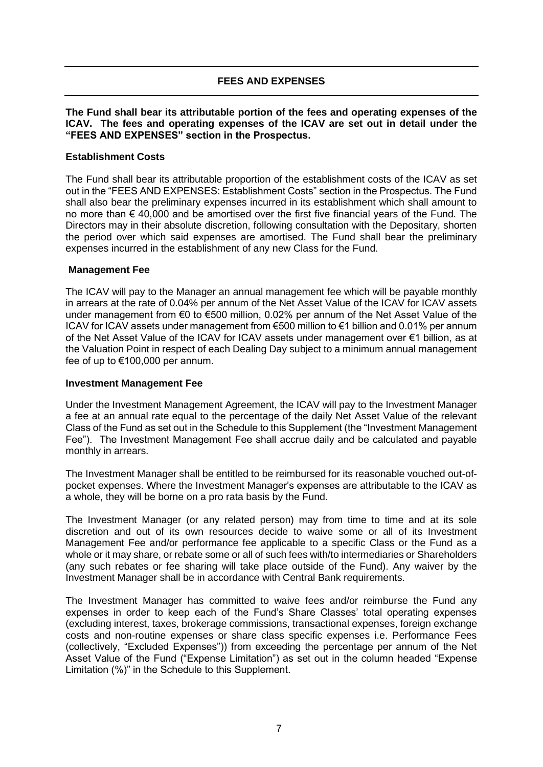## FEES AND EXPENSES

**The Fund shall bear its attributable portion of the fees and operating expenses of the ICAV. The fees and operating expenses of the ICAV are set out in detail under the "FEES AND EXPENSES" section in the Prospectus.**

**Establishment Costs**

The Fund shall bear its attributable proportion of the establishment costs of the ICAV as set out in the "FEES AND EXPENSES: Establishment Costs" section in the Prospectus. The Fund shall also bear the preliminary expenses incurred in its establishment which shall amount to no more than € 40,000 and be amortised over the first five financial years of the Fund. The Directors may in their absolute discretion, following consultation with the Depositary, shorten the period over which said expenses are amortised. The Fund shall bear the preliminary expenses incurred in the establishment of any new Class for the Fund.

**Management Fee**

The ICAV will pay to the Manager an annual management fee which will be payable monthly in arrears at the rate of 0.04% per annum of the Net Asset Value of the ICAV for ICAV assets under management from €0 to €500 million, 0.02% per annum of the Net Asset Value of the ICAV for ICAV assets under management from €500 million to €1 billion and 0.01% per annum of the Net Asset Value of the ICAV for ICAV assets under management over €1 billion, as at the Valuation Point in respect of each Dealing Day subject to a minimum annual management fee of up to €100,000 per annum.

**Investment Management Fee**

Under the Investment Management Agreement, the ICAV will pay to the Investment Manager a fee at an annual rate equal to the percentage of the daily Net Asset Value of the relevant Class of the Fund as set out in the Schedule to this Supplement (the "Investment Management Fee"). The Investment Management Fee shall accrue daily and be calculated and payable monthly in arrears.

The Investment Manager shall be entitled to be reimbursed for its reasonable vouched out-of-pocket expenses. Where the Investment Manager's expenses are attributable to the ICAV as a whole, they will be borne on a pro rata basis by the Fund.

The Investment Manager (or any related person) may from time to time and at its sole discretion and out of its own resources decide to waive some or all of its Investment Management Fee and/or performance fee applicable to a specific Class or the Fund as a whole or it may share, or rebate some or all of such fees with/to intermediaries or Shareholders (any such rebates or fee sharing will take place outside of the Fund). Any waiver by the Investment Manager shall be in accordance with Central Bank requirements.

The Investment Manager has committed to waive fees and/or reimburse the Fund any expenses in order to keep each of the Fund's Share Classes' total operating expenses (excluding interest, taxes, brokerage commissions, transactional expenses, foreign exchange costs and non-routine expenses or share class specific expenses i.e. Performance Fees (collectively, "Excluded Expenses")) from exceeding the percentage per annum of the Net Asset Value of the Fund ("Expense Limitation") as set out in the column headed "Expense Limitation (%)" in the Schedule to this Supplement.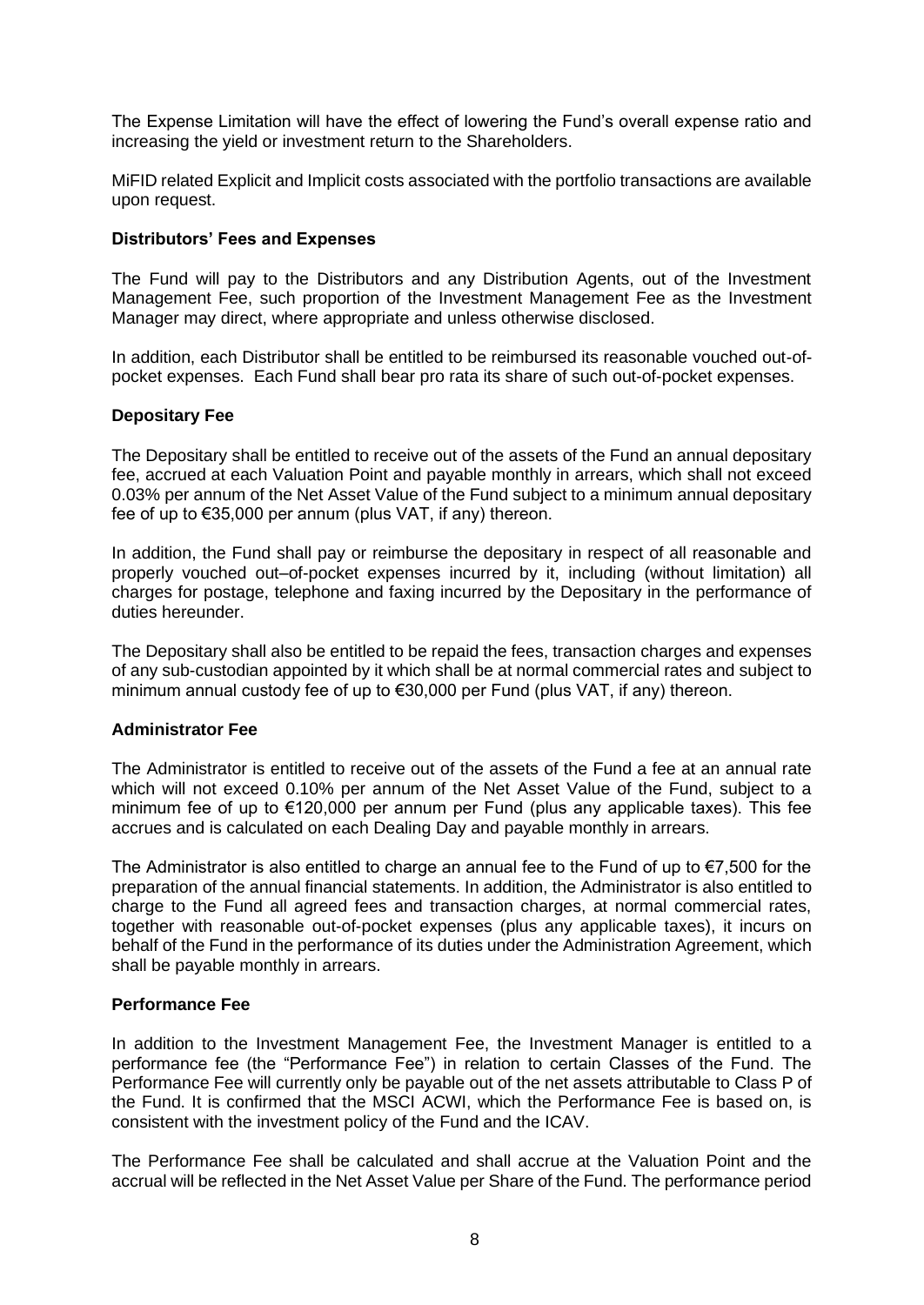The Expense Limitation will have the effect of lowering the Fund's overall expense ratio and increasing the yield or investment return to the Shareholders.

MiFID related Explicit and Implicit costs associated with the portfolio transactions are available upon request.

### Distributors' Fees and Expenses

The Fund will pay to the Distributors and any Distribution Agents, out of the Investment Management Fee, such proportion of the Investment Management Fee as the Investment Manager may direct, where appropriate and unless otherwise disclosed.

In addition, each Distributor shall be entitled to be reimbursed its reasonable vouched out-of-pocket expenses. Each Fund shall bear pro rata its share of such out-of-pocket expenses.

### Depositary Fee

The Depositary shall be entitled to receive out of the assets of the Fund an annual depositary fee, accrued at each Valuation Point and payable monthly in arrears, which shall not exceed 0.03% per annum of the Net Asset Value of the Fund subject to a minimum annual depositary fee of up to €35,000 per annum (plus VAT, if any) thereon.

In addition, the Fund shall pay or reimburse the depositary in respect of all reasonable and properly vouched out–of-pocket expenses incurred by it, including (without limitation) all charges for postage, telephone and faxing incurred by the Depositary in the performance of duties hereunder.

The Depositary shall also be entitled to be repaid the fees, transaction charges and expenses of any sub-custodian appointed by it which shall be at normal commercial rates and subject to minimum annual custody fee of up to €30,000 per Fund (plus VAT, if any) thereon.

### Administrator Fee

The Administrator is entitled to receive out of the assets of the Fund a fee at an annual rate which will not exceed 0.10% per annum of the Net Asset Value of the Fund, subject to a minimum fee of up to €120,000 per annum per Fund (plus any applicable taxes). This fee accrues and is calculated on each Dealing Day and payable monthly in arrears.

The Administrator is also entitled to charge an annual fee to the Fund of up to €7,500 for the preparation of the annual financial statements. In addition, the Administrator is also entitled to charge to the Fund all agreed fees and transaction charges, at normal commercial rates, together with reasonable out-of-pocket expenses (plus any applicable taxes), it incurs on behalf of the Fund in the performance of its duties under the Administration Agreement, which shall be payable monthly in arrears.

### Performance Fee

In addition to the Investment Management Fee, the Investment Manager is entitled to a performance fee (the "Performance Fee") in relation to certain Classes of the Fund. The Performance Fee will currently only be payable out of the net assets attributable to Class P of the Fund. It is confirmed that the MSCI ACWI, which the Performance Fee is based on, is consistent with the investment policy of the Fund and the ICAV.

The Performance Fee shall be calculated and shall accrue at the Valuation Point and the accrual will be reflected in the Net Asset Value per Share of the Fund. The performance period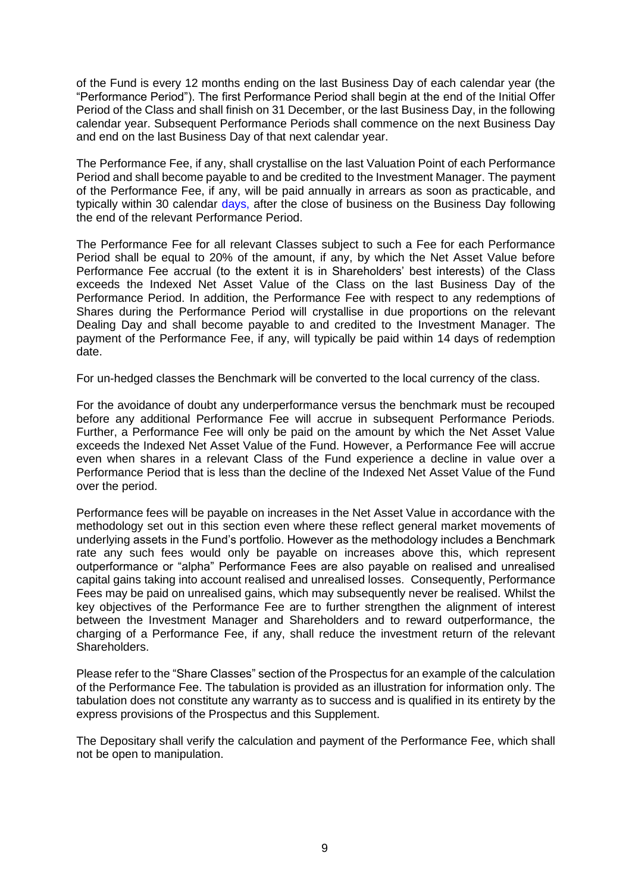of the Fund is every 12 months ending on the last Business Day of each calendar year (the "Performance Period"). The first Performance Period shall begin at the end of the Initial Offer Period of the Class and shall finish on 31 December, or the last Business Day, in the following calendar year. Subsequent Performance Periods shall commence on the next Business Day and end on the last Business Day of that next calendar year.

The Performance Fee, if any, shall crystallise on the last Valuation Point of each Performance Period and shall become payable to and be credited to the Investment Manager. The payment of the Performance Fee, if any, will be paid annually in arrears as soon as practicable, and typically within 30 calendar days, after the close of business on the Business Day following the end of the relevant Performance Period.

The Performance Fee for all relevant Classes subject to such a Fee for each Performance Period shall be equal to 20% of the amount, if any, by which the Net Asset Value before Performance Fee accrual (to the extent it is in Shareholders' best interests) of the Class exceeds the Indexed Net Asset Value of the Class on the last Business Day of the Performance Period. In addition, the Performance Fee with respect to any redemptions of Shares during the Performance Period will crystallise in due proportions on the relevant Dealing Day and shall become payable to and credited to the Investment Manager. The payment of the Performance Fee, if any, will typically be paid within 14 days of redemption date.

For un-hedged classes the Benchmark will be converted to the local currency of the class.

For the avoidance of doubt any underperformance versus the benchmark must be recouped before any additional Performance Fee will accrue in subsequent Performance Periods. Further, a Performance Fee will only be paid on the amount by which the Net Asset Value exceeds the Indexed Net Asset Value of the Fund. However, a Performance Fee will accrue even when shares in a relevant Class of the Fund experience a decline in value over a Performance Period that is less than the decline of the Indexed Net Asset Value of the Fund over the period.

Performance fees will be payable on increases in the Net Asset Value in accordance with the methodology set out in this section even where these reflect general market movements of underlying assets in the Fund's portfolio. However as the methodology includes a Benchmark rate any such fees would only be payable on increases above this, which represent outperformance or "alpha" Performance Fees are also payable on realised and unrealised capital gains taking into account realised and unrealised losses. Consequently, Performance Fees may be paid on unrealised gains, which may subsequently never be realised. Whilst the key objectives of the Performance Fee are to further strengthen the alignment of interest between the Investment Manager and Shareholders and to reward outperformance, the charging of a Performance Fee, if any, shall reduce the investment return of the relevant Shareholders.

Please refer to the "Share Classes" section of the Prospectus for an example of the calculation of the Performance Fee. The tabulation is provided as an illustration for information only. The tabulation does not constitute any warranty as to success and is qualified in its entirety by the express provisions of the Prospectus and this Supplement.

The Depositary shall verify the calculation and payment of the Performance Fee, which shall not be open to manipulation.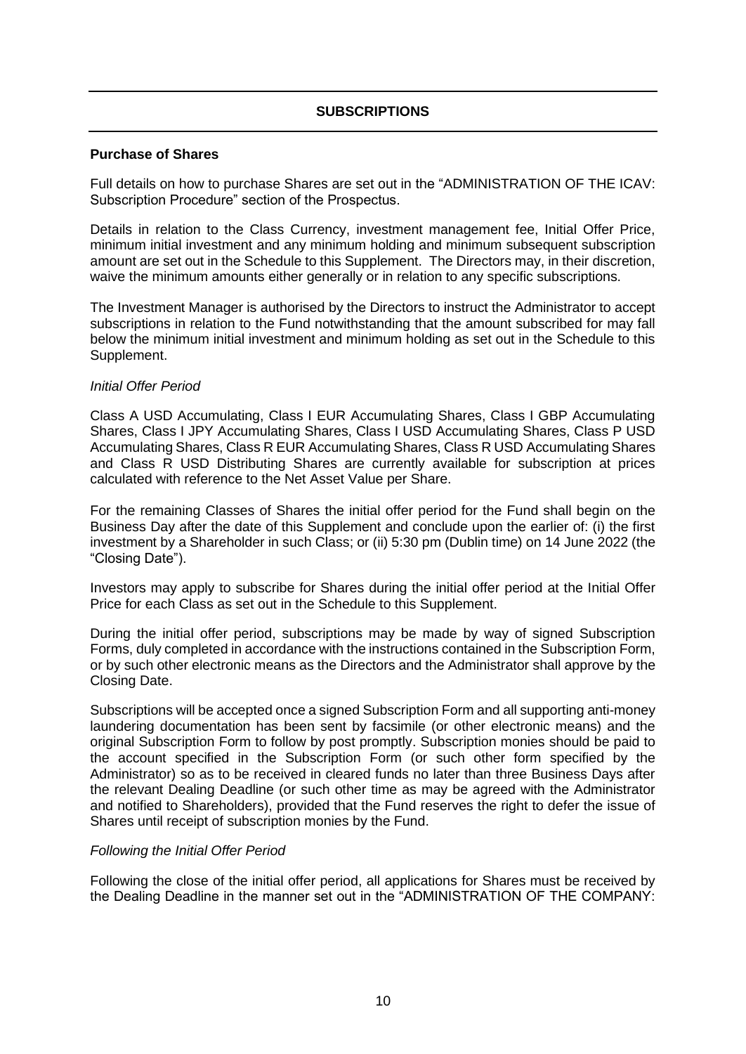## SUBSCRIPTIONS

**Purchase of Shares**

Full details on how to purchase Shares are set out in the "ADMINISTRATION OF THE ICAV: Subscription Procedure" section of the Prospectus.

Details in relation to the Class Currency, investment management fee, Initial Offer Price, minimum initial investment and any minimum holding and minimum subsequent subscription amount are set out in the Schedule to this Supplement. The Directors may, in their discretion, waive the minimum amounts either generally or in relation to any specific subscriptions.

The Investment Manager is authorised by the Directors to instruct the Administrator to accept subscriptions in relation to the Fund notwithstanding that the amount subscribed for may fall below the minimum initial investment and minimum holding as set out in the Schedule to this Supplement.

*Initial Offer Period*

Class A USD Accumulating, Class I EUR Accumulating Shares, Class I GBP Accumulating Shares, Class I JPY Accumulating Shares, Class I USD Accumulating Shares, Class P USD Accumulating Shares, Class R EUR Accumulating Shares, Class R USD Accumulating Shares and Class R USD Distributing Shares are currently available for subscription at prices calculated with reference to the Net Asset Value per Share.

For the remaining Classes of Shares the initial offer period for the Fund shall begin on the Business Day after the date of this Supplement and conclude upon the earlier of: (i) the first investment by a Shareholder in such Class; or (ii) 5:30 pm (Dublin time) on 14 June 2022 (the "Closing Date").

Investors may apply to subscribe for Shares during the initial offer period at the Initial Offer Price for each Class as set out in the Schedule to this Supplement.

During the initial offer period, subscriptions may be made by way of signed Subscription Forms, duly completed in accordance with the instructions contained in the Subscription Form, or by such other electronic means as the Directors and the Administrator shall approve by the Closing Date.

Subscriptions will be accepted once a signed Subscription Form and all supporting anti-money laundering documentation has been sent by facsimile (or other electronic means) and the original Subscription Form to follow by post promptly. Subscription monies should be paid to the account specified in the Subscription Form (or such other form specified by the Administrator) so as to be received in cleared funds no later than three Business Days after the relevant Dealing Deadline (or such other time as may be agreed with the Administrator and notified to Shareholders), provided that the Fund reserves the right to defer the issue of Shares until receipt of subscription monies by the Fund.

*Following the Initial Offer Period*

Following the close of the initial offer period, all applications for Shares must be received by the Dealing Deadline in the manner set out in the "ADMINISTRATION OF THE COMPANY: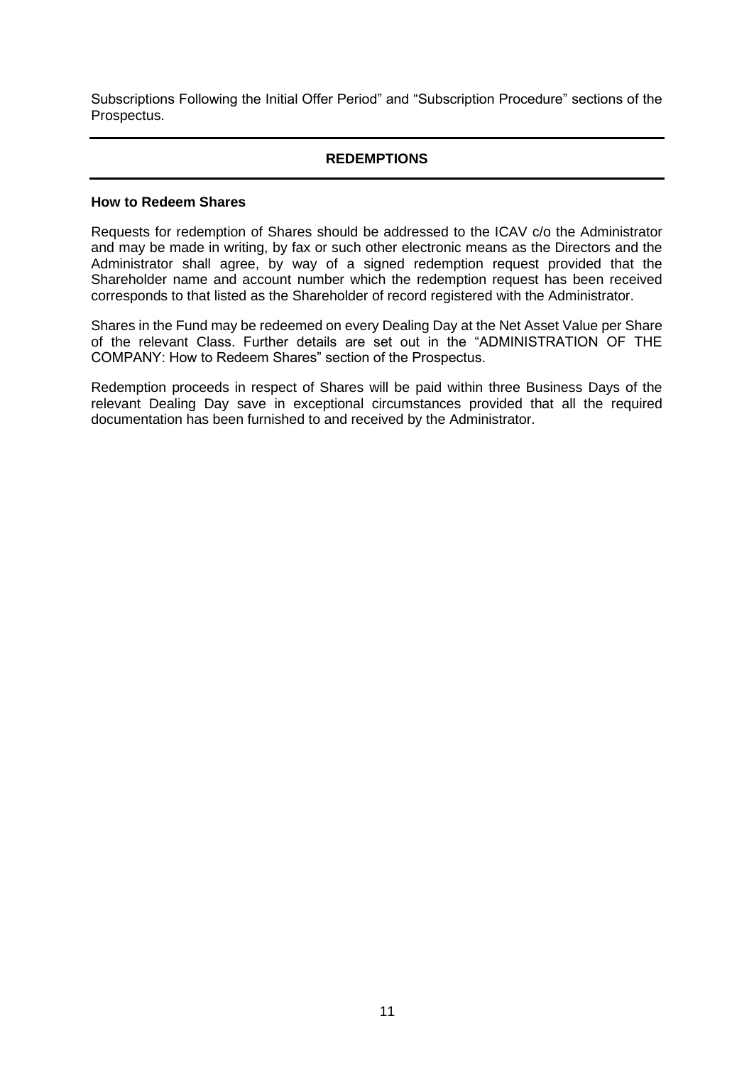Subscriptions Following the Initial Offer Period" and "Subscription Procedure" sections of the Prospectus.

## REDEMPTIONS

**How to Redeem Shares**

Requests for redemption of Shares should be addressed to the ICAV c/o the Administrator and may be made in writing, by fax or such other electronic means as the Directors and the Administrator shall agree, by way of a signed redemption request provided that the Shareholder name and account number which the redemption request has been received corresponds to that listed as the Shareholder of record registered with the Administrator.

Shares in the Fund may be redeemed on every Dealing Day at the Net Asset Value per Share of the relevant Class. Further details are set out in the "ADMINISTRATION OF THE COMPANY: How to Redeem Shares" section of the Prospectus.

Redemption proceeds in respect of Shares will be paid within three Business Days of the relevant Dealing Day save in exceptional circumstances provided that all the required documentation has been furnished to and received by the Administrator.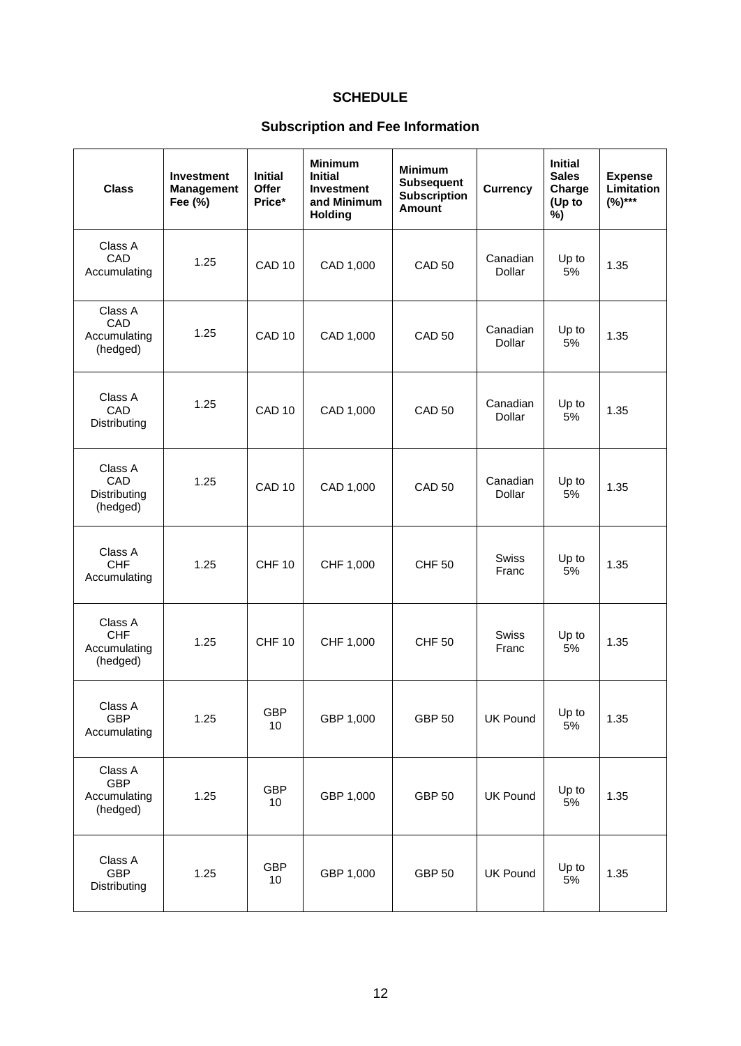# SCHEDULE

## Subscription and Fee Information

| Class | Investment Management Fee (%) | Initial Offer Price* | Minimum Initial Investment and Minimum Holding | Minimum Subsequent Subscription Amount | Currency | Initial Sales Charge (Up to %) | Expense Limitation (%)*** |
|---|---|---|---|---|---|---|---|
| Class A CAD Accumulating | 1.25 | CAD 10 | CAD 1,000 | CAD 50 | Canadian Dollar | Up to 5% | 1.35 |
| Class A CAD Accumulating (hedged) | 1.25 | CAD 10 | CAD 1,000 | CAD 50 | Canadian Dollar | Up to 5% | 1.35 |
| Class A CAD Distributing | 1.25 | CAD 10 | CAD 1,000 | CAD 50 | Canadian Dollar | Up to 5% | 1.35 |
| Class A CAD Distributing (hedged) | 1.25 | CAD 10 | CAD 1,000 | CAD 50 | Canadian Dollar | Up to 5% | 1.35 |
| Class A CHF Accumulating | 1.25 | CHF 10 | CHF 1,000 | CHF 50 | Swiss Franc | Up to 5% | 1.35 |
| Class A CHF Accumulating (hedged) | 1.25 | CHF 10 | CHF 1,000 | CHF 50 | Swiss Franc | Up to 5% | 1.35 |
| Class A GBP Accumulating | 1.25 | GBP 10 | GBP 1,000 | GBP 50 | UK Pound | Up to 5% | 1.35 |
| Class A GBP Accumulating (hedged) | 1.25 | GBP 10 | GBP 1,000 | GBP 50 | UK Pound | Up to 5% | 1.35 |
| Class A GBP Distributing | 1.25 | GBP 10 | GBP 1,000 | GBP 50 | UK Pound | Up to 5% | 1.35 |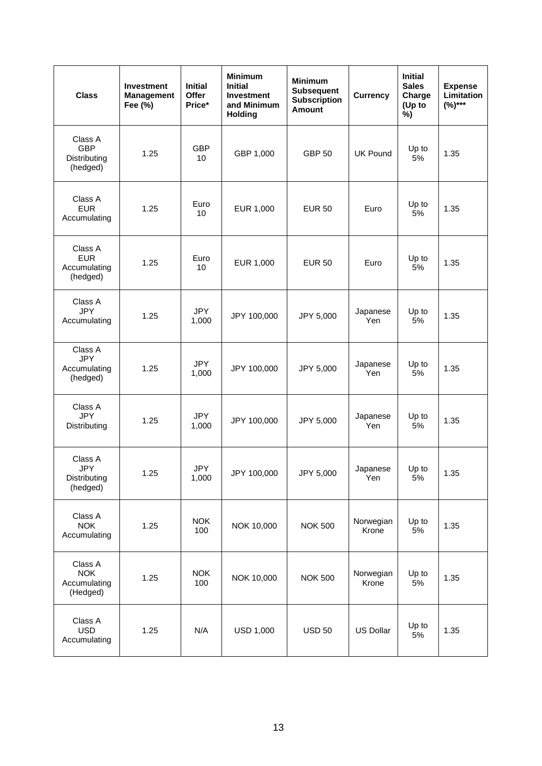| Class | Investment Management Fee (%) | Initial Offer Price* | Minimum Initial Investment and Minimum Holding | Minimum Subsequent Subscription Amount | Currency | Initial Sales Charge (Up to %) | Expense Limitation (%)*** |
|---|---|---|---|---|---|---|---|
| Class A GBP Distributing (hedged) | 1.25 | GBP 10 | GBP 1,000 | GBP 50 | UK Pound | Up to 5% | 1.35 |
| Class A EUR Accumulating | 1.25 | Euro 10 | EUR 1,000 | EUR 50 | Euro | Up to 5% | 1.35 |
| Class A EUR Accumulating (hedged) | 1.25 | Euro 10 | EUR 1,000 | EUR 50 | Euro | Up to 5% | 1.35 |
| Class A JPY Accumulating | 1.25 | JPY 1,000 | JPY 100,000 | JPY 5,000 | Japanese Yen | Up to 5% | 1.35 |
| Class A JPY Accumulating (hedged) | 1.25 | JPY 1,000 | JPY 100,000 | JPY 5,000 | Japanese Yen | Up to 5% | 1.35 |
| Class A JPY Distributing | 1.25 | JPY 1,000 | JPY 100,000 | JPY 5,000 | Japanese Yen | Up to 5% | 1.35 |
| Class A JPY Distributing (hedged) | 1.25 | JPY 1,000 | JPY 100,000 | JPY 5,000 | Japanese Yen | Up to 5% | 1.35 |
| Class A NOK Accumulating | 1.25 | NOK 100 | NOK 10,000 | NOK 500 | Norwegian Krone | Up to 5% | 1.35 |
| Class A NOK Accumulating (Hedged) | 1.25 | NOK 100 | NOK 10,000 | NOK 500 | Norwegian Krone | Up to 5% | 1.35 |
| Class A USD Accumulating | 1.25 | N/A | USD 1,000 | USD 50 | US Dollar | Up to 5% | 1.35 |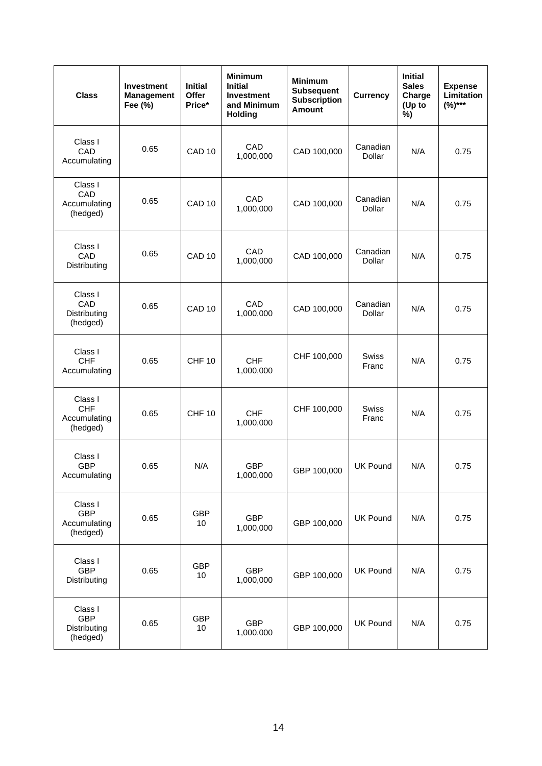| Class | Investment Management Fee (%) | Initial Offer Price* | Minimum Initial Investment and Minimum Holding | Minimum Subsequent Subscription Amount | Currency | Initial Sales Charge (Up to %) | Expense Limitation (%)*** |
|---|---|---|---|---|---|---|---|
| Class I CAD Accumulating | 0.65 | CAD 10 | CAD 1,000,000 | CAD 100,000 | Canadian Dollar | N/A | 0.75 |
| Class I CAD Accumulating (hedged) | 0.65 | CAD 10 | CAD 1,000,000 | CAD 100,000 | Canadian Dollar | N/A | 0.75 |
| Class I CAD Distributing | 0.65 | CAD 10 | CAD 1,000,000 | CAD 100,000 | Canadian Dollar | N/A | 0.75 |
| Class I CAD Distributing (hedged) | 0.65 | CAD 10 | CAD 1,000,000 | CAD 100,000 | Canadian Dollar | N/A | 0.75 |
| Class I CHF Accumulating | 0.65 | CHF 10 | CHF 1,000,000 | CHF 100,000 | Swiss Franc | N/A | 0.75 |
| Class I CHF Accumulating (hedged) | 0.65 | CHF 10 | CHF 1,000,000 | CHF 100,000 | Swiss Franc | N/A | 0.75 |
| Class I GBP Accumulating | 0.65 | N/A | GBP 1,000,000 | GBP 100,000 | UK Pound | N/A | 0.75 |
| Class I GBP Accumulating (hedged) | 0.65 | GBP 10 | GBP 1,000,000 | GBP 100,000 | UK Pound | N/A | 0.75 |
| Class I GBP Distributing | 0.65 | GBP 10 | GBP 1,000,000 | GBP 100,000 | UK Pound | N/A | 0.75 |
| Class I GBP Distributing (hedged) | 0.65 | GBP 10 | GBP 1,000,000 | GBP 100,000 | UK Pound | N/A | 0.75 |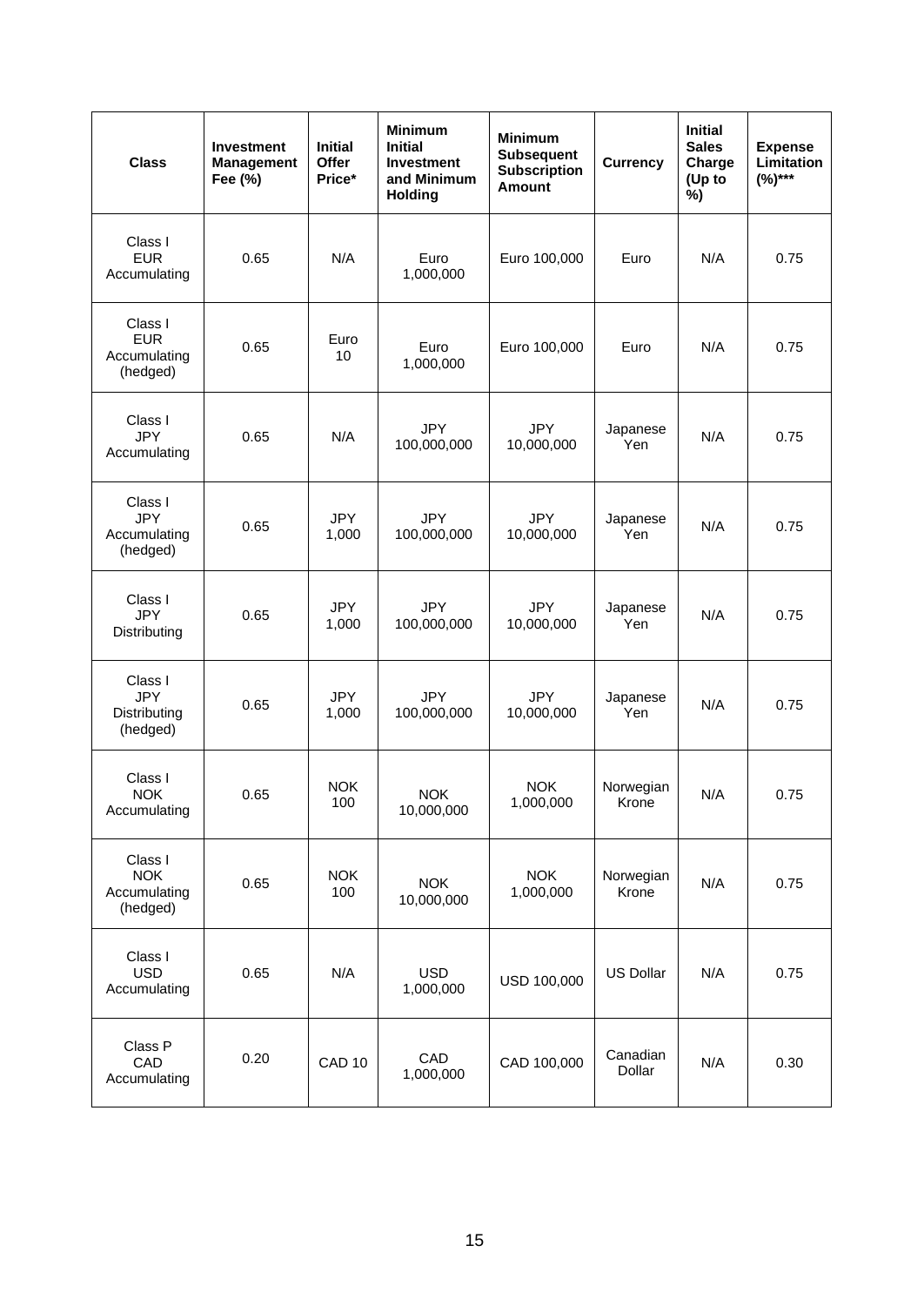| Class | Investment Management Fee (%) | Initial Offer Price* | Minimum Initial Investment and Minimum Holding | Minimum Subsequent Subscription Amount | Currency | Initial Sales Charge (Up to %) | Expense Limitation (%)*** |
|---|---|---|---|---|---|---|---|
| Class I EUR Accumulating | 0.65 | N/A | Euro 1,000,000 | Euro 100,000 | Euro | N/A | 0.75 |
| Class I EUR Accumulating (hedged) | 0.65 | Euro 10 | Euro 1,000,000 | Euro 100,000 | Euro | N/A | 0.75 |
| Class I JPY Accumulating | 0.65 | N/A | JPY 100,000,000 | JPY 10,000,000 | Japanese Yen | N/A | 0.75 |
| Class I JPY Accumulating (hedged) | 0.65 | JPY 1,000 | JPY 100,000,000 | JPY 10,000,000 | Japanese Yen | N/A | 0.75 |
| Class I JPY Distributing | 0.65 | JPY 1,000 | JPY 100,000,000 | JPY 10,000,000 | Japanese Yen | N/A | 0.75 |
| Class I JPY Distributing (hedged) | 0.65 | JPY 1,000 | JPY 100,000,000 | JPY 10,000,000 | Japanese Yen | N/A | 0.75 |
| Class I NOK Accumulating | 0.65 | NOK 100 | NOK 10,000,000 | NOK 1,000,000 | Norwegian Krone | N/A | 0.75 |
| Class I NOK Accumulating (hedged) | 0.65 | NOK 100 | NOK 10,000,000 | NOK 1,000,000 | Norwegian Krone | N/A | 0.75 |
| Class I USD Accumulating | 0.65 | N/A | USD 1,000,000 | USD 100,000 | US Dollar | N/A | 0.75 |
| Class P CAD Accumulating | 0.20 | CAD 10 | CAD 1,000,000 | CAD 100,000 | Canadian Dollar | N/A | 0.30 |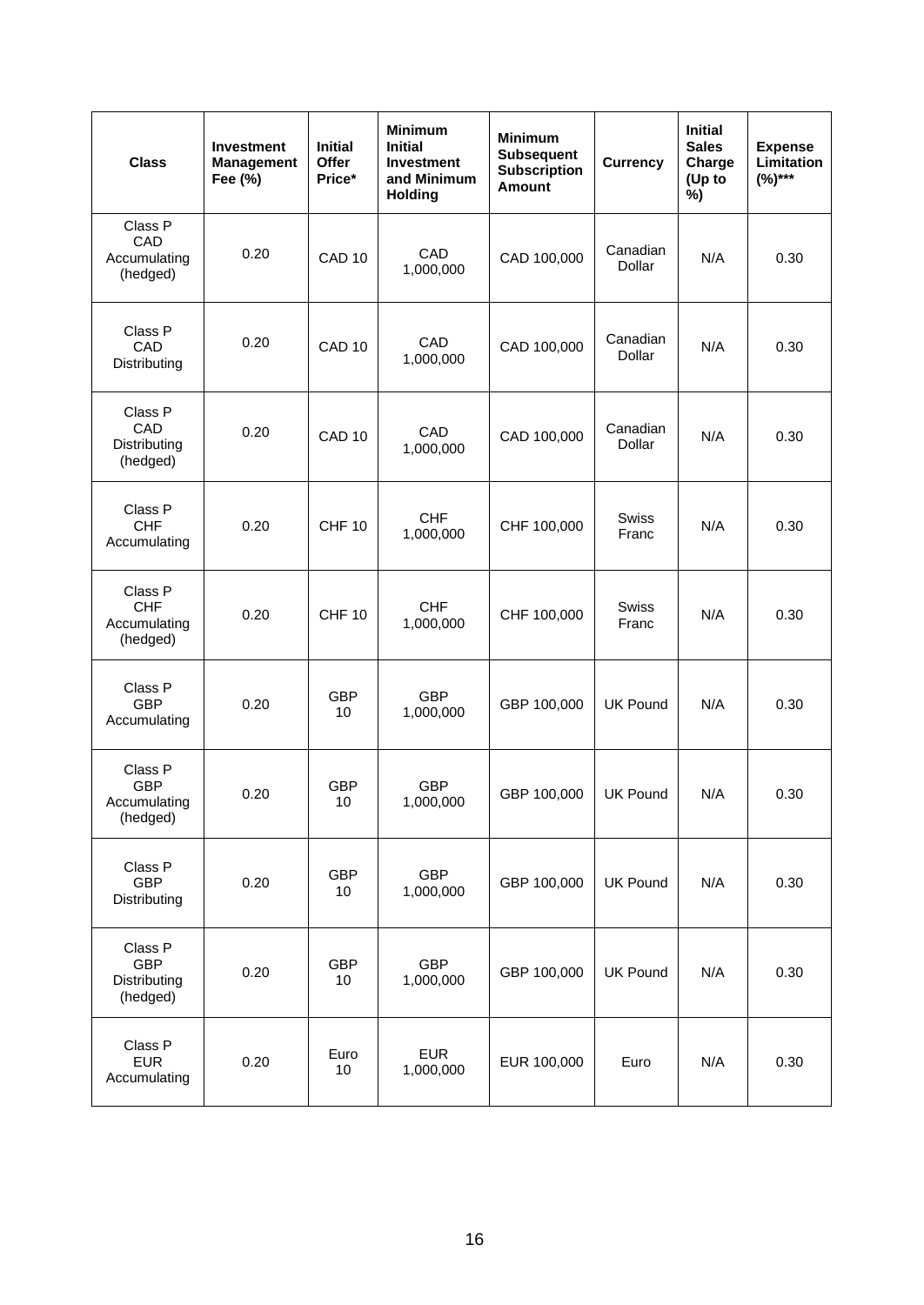| Class | Investment Management Fee (%) | Initial Offer Price* | Minimum Initial Investment and Minimum Holding | Minimum Subsequent Subscription Amount | Currency | Initial Sales Charge (Up to %) | Expense Limitation (%)*** |
|---|---|---|---|---|---|---|---|
| Class P CAD Accumulating (hedged) | 0.20 | CAD 10 | CAD 1,000,000 | CAD 100,000 | Canadian Dollar | N/A | 0.30 |
| Class P CAD Distributing | 0.20 | CAD 10 | CAD 1,000,000 | CAD 100,000 | Canadian Dollar | N/A | 0.30 |
| Class P CAD Distributing (hedged) | 0.20 | CAD 10 | CAD 1,000,000 | CAD 100,000 | Canadian Dollar | N/A | 0.30 |
| Class P CHF Accumulating | 0.20 | CHF 10 | CHF 1,000,000 | CHF 100,000 | Swiss Franc | N/A | 0.30 |
| Class P CHF Accumulating (hedged) | 0.20 | CHF 10 | CHF 1,000,000 | CHF 100,000 | Swiss Franc | N/A | 0.30 |
| Class P GBP Accumulating | 0.20 | GBP 10 | GBP 1,000,000 | GBP 100,000 | UK Pound | N/A | 0.30 |
| Class P GBP Accumulating (hedged) | 0.20 | GBP 10 | GBP 1,000,000 | GBP 100,000 | UK Pound | N/A | 0.30 |
| Class P GBP Distributing | 0.20 | GBP 10 | GBP 1,000,000 | GBP 100,000 | UK Pound | N/A | 0.30 |
| Class P GBP Distributing (hedged) | 0.20 | GBP 10 | GBP 1,000,000 | GBP 100,000 | UK Pound | N/A | 0.30 |
| Class P EUR Accumulating | 0.20 | Euro 10 | EUR 1,000,000 | EUR 100,000 | Euro | N/A | 0.30 |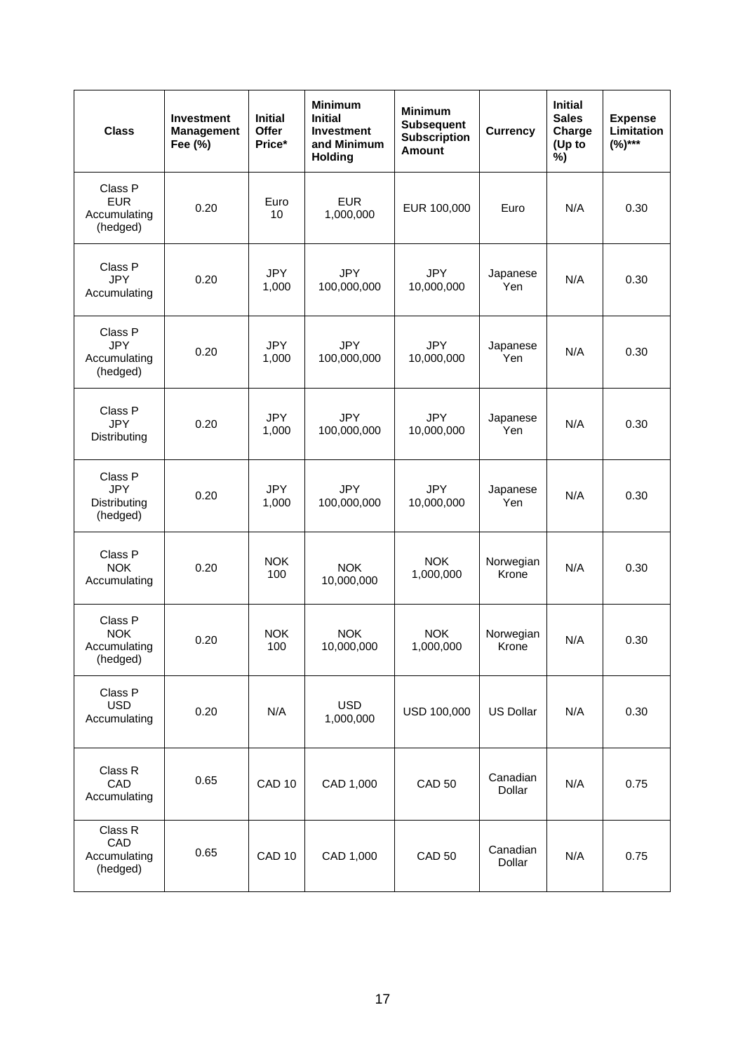| Class | Investment Management Fee (%) | Initial Offer Price* | Minimum Initial Investment and Minimum Holding | Minimum Subsequent Subscription Amount | Currency | Initial Sales Charge (Up to %) | Expense Limitation (%)*** |
|---|---|---|---|---|---|---|---|
| Class P EUR Accumulating (hedged) | 0.20 | Euro 10 | EUR 1,000,000 | EUR 100,000 | Euro | N/A | 0.30 |
| Class P JPY Accumulating | 0.20 | JPY 1,000 | JPY 100,000,000 | JPY 10,000,000 | Japanese Yen | N/A | 0.30 |
| Class P JPY Accumulating (hedged) | 0.20 | JPY 1,000 | JPY 100,000,000 | JPY 10,000,000 | Japanese Yen | N/A | 0.30 |
| Class P JPY Distributing | 0.20 | JPY 1,000 | JPY 100,000,000 | JPY 10,000,000 | Japanese Yen | N/A | 0.30 |
| Class P JPY Distributing (hedged) | 0.20 | JPY 1,000 | JPY 100,000,000 | JPY 10,000,000 | Japanese Yen | N/A | 0.30 |
| Class P NOK Accumulating | 0.20 | NOK 100 | NOK 10,000,000 | NOK 1,000,000 | Norwegian Krone | N/A | 0.30 |
| Class P NOK Accumulating (hedged) | 0.20 | NOK 100 | NOK 10,000,000 | NOK 1,000,000 | Norwegian Krone | N/A | 0.30 |
| Class P USD Accumulating | 0.20 | N/A | USD 1,000,000 | USD 100,000 | US Dollar | N/A | 0.30 |
| Class R CAD Accumulating | 0.65 | CAD 10 | CAD 1,000 | CAD 50 | Canadian Dollar | N/A | 0.75 |
| Class R CAD Accumulating (hedged) | 0.65 | CAD 10 | CAD 1,000 | CAD 50 | Canadian Dollar | N/A | 0.75 |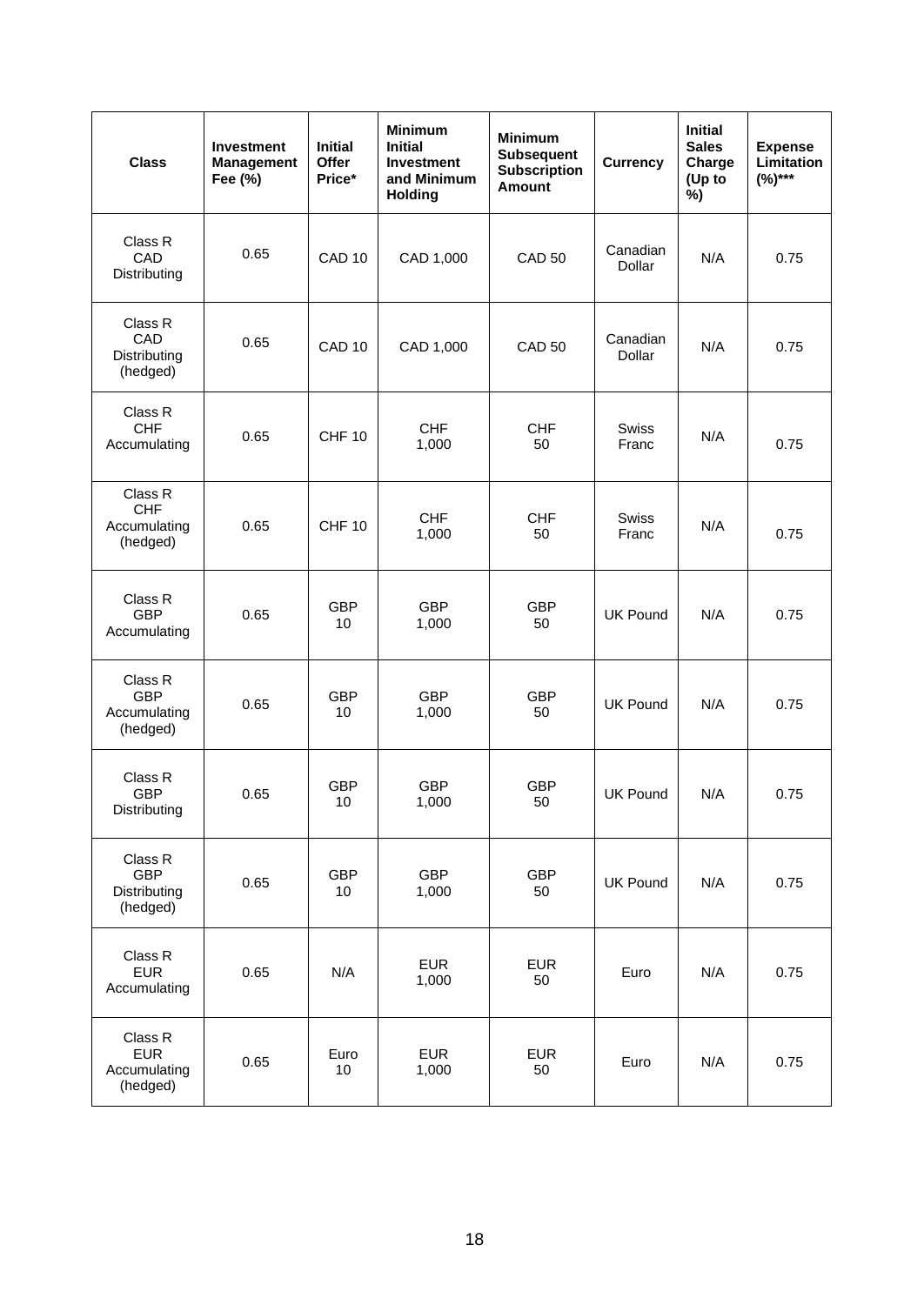| Class | Investment Management Fee (%) | Initial Offer Price* | Minimum Initial Investment and Minimum Holding | Minimum Subsequent Subscription Amount | Currency | Initial Sales Charge (Up to %) | Expense Limitation (%)*** |
|---|---|---|---|---|---|---|---|
| Class R CAD Distributing | 0.65 | CAD 10 | CAD 1,000 | CAD 50 | Canadian Dollar | N/A | 0.75 |
| Class R CAD Distributing (hedged) | 0.65 | CAD 10 | CAD 1,000 | CAD 50 | Canadian Dollar | N/A | 0.75 |
| Class R CHF Accumulating | 0.65 | CHF 10 | CHF 1,000 | CHF 50 | Swiss Franc | N/A | 0.75 |
| Class R CHF Accumulating (hedged) | 0.65 | CHF 10 | CHF 1,000 | CHF 50 | Swiss Franc | N/A | 0.75 |
| Class R GBP Accumulating | 0.65 | GBP 10 | GBP 1,000 | GBP 50 | UK Pound | N/A | 0.75 |
| Class R GBP Accumulating (hedged) | 0.65 | GBP 10 | GBP 1,000 | GBP 50 | UK Pound | N/A | 0.75 |
| Class R GBP Distributing | 0.65 | GBP 10 | GBP 1,000 | GBP 50 | UK Pound | N/A | 0.75 |
| Class R GBP Distributing (hedged) | 0.65 | GBP 10 | GBP 1,000 | GBP 50 | UK Pound | N/A | 0.75 |
| Class R EUR Accumulating | 0.65 | N/A | EUR 1,000 | EUR 50 | Euro | N/A | 0.75 |
| Class R EUR Accumulating (hedged) | 0.65 | Euro 10 | EUR 1,000 | EUR 50 | Euro | N/A | 0.75 |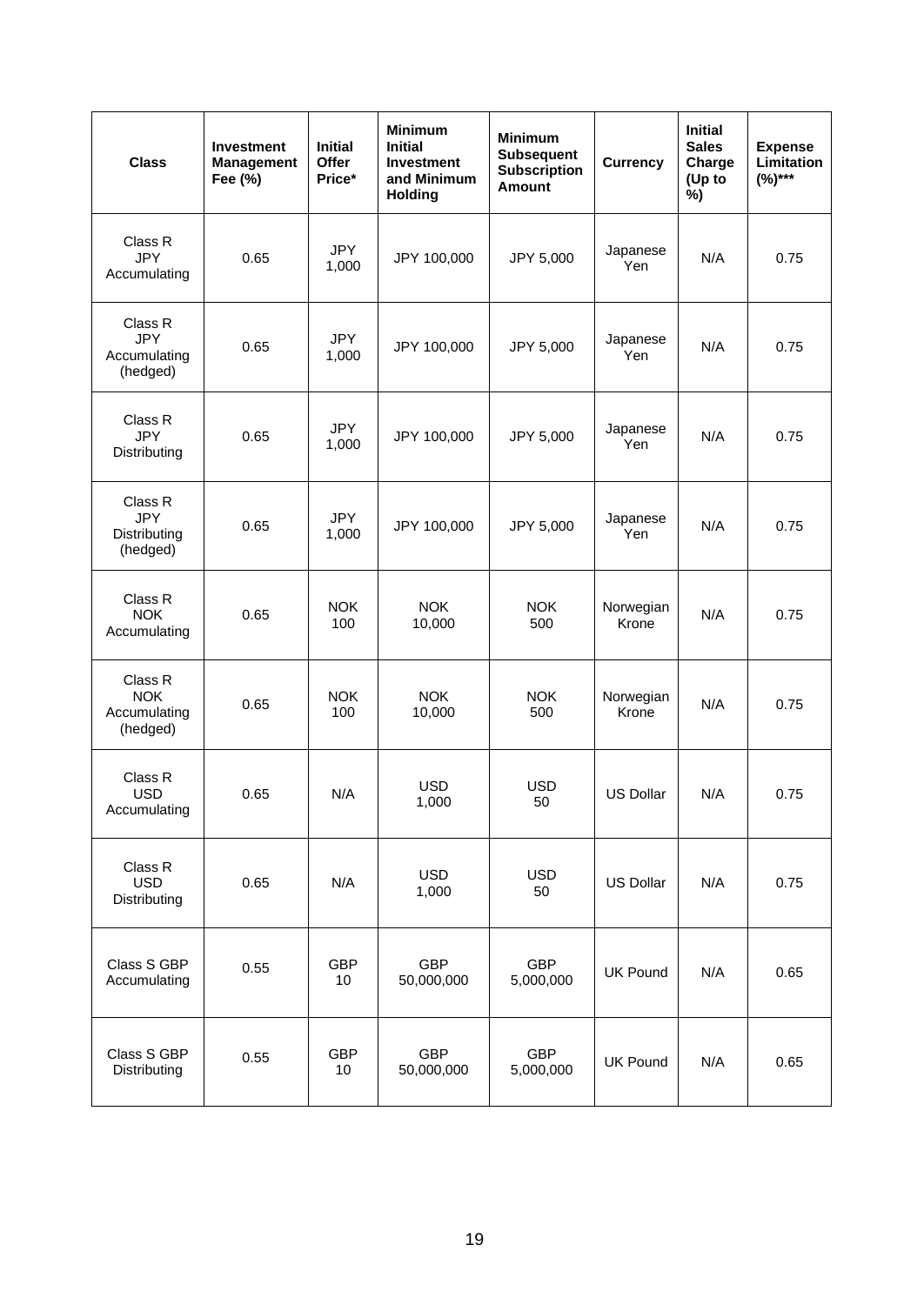| Class | Investment Management Fee (%) | Initial Offer Price* | Minimum Initial Investment and Minimum Holding | Minimum Subsequent Subscription Amount | Currency | Initial Sales Charge (Up to %) | Expense Limitation (%)*** |
|---|---|---|---|---|---|---|---|
| Class R JPY Accumulating | 0.65 | JPY 1,000 | JPY 100,000 | JPY 5,000 | Japanese Yen | N/A | 0.75 |
| Class R JPY Accumulating (hedged) | 0.65 | JPY 1,000 | JPY 100,000 | JPY 5,000 | Japanese Yen | N/A | 0.75 |
| Class R JPY Distributing | 0.65 | JPY 1,000 | JPY 100,000 | JPY 5,000 | Japanese Yen | N/A | 0.75 |
| Class R JPY Distributing (hedged) | 0.65 | JPY 1,000 | JPY 100,000 | JPY 5,000 | Japanese Yen | N/A | 0.75 |
| Class R NOK Accumulating | 0.65 | NOK 100 | NOK 10,000 | NOK 500 | Norwegian Krone | N/A | 0.75 |
| Class R NOK Accumulating (hedged) | 0.65 | NOK 100 | NOK 10,000 | NOK 500 | Norwegian Krone | N/A | 0.75 |
| Class R USD Accumulating | 0.65 | N/A | USD 1,000 | USD 50 | US Dollar | N/A | 0.75 |
| Class R USD Distributing | 0.65 | N/A | USD 1,000 | USD 50 | US Dollar | N/A | 0.75 |
| Class S GBP Accumulating | 0.55 | GBP 10 | GBP 50,000,000 | GBP 5,000,000 | UK Pound | N/A | 0.65 |
| Class S GBP Distributing | 0.55 | GBP 10 | GBP 50,000,000 | GBP 5,000,000 | UK Pound | N/A | 0.65 |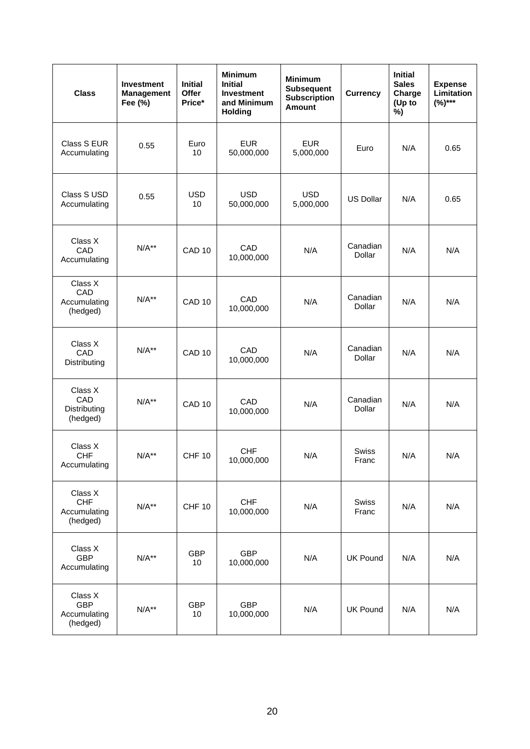| Class | Investment Management Fee (%) | Initial Offer Price* | Minimum Initial Investment and Minimum Holding | Minimum Subsequent Subscription Amount | Currency | Initial Sales Charge (Up to %) | Expense Limitation (%)*** |
|---|---|---|---|---|---|---|---|
| Class S EUR Accumulating | 0.55 | Euro 10 | EUR 50,000,000 | EUR 5,000,000 | Euro | N/A | 0.65 |
| Class S USD Accumulating | 0.55 | USD 10 | USD 50,000,000 | USD 5,000,000 | US Dollar | N/A | 0.65 |
| Class X CAD Accumulating | N/A** | CAD 10 | CAD 10,000,000 | N/A | Canadian Dollar | N/A | N/A |
| Class X CAD Accumulating (hedged) | N/A** | CAD 10 | CAD 10,000,000 | N/A | Canadian Dollar | N/A | N/A |
| Class X CAD Distributing | N/A** | CAD 10 | CAD 10,000,000 | N/A | Canadian Dollar | N/A | N/A |
| Class X CAD Distributing (hedged) | N/A** | CAD 10 | CAD 10,000,000 | N/A | Canadian Dollar | N/A | N/A |
| Class X CHF Accumulating | N/A** | CHF 10 | CHF 10,000,000 | N/A | Swiss Franc | N/A | N/A |
| Class X CHF Accumulating (hedged) | N/A** | CHF 10 | CHF 10,000,000 | N/A | Swiss Franc | N/A | N/A |
| Class X GBP Accumulating | N/A** | GBP 10 | GBP 10,000,000 | N/A | UK Pound | N/A | N/A |
| Class X GBP Accumulating (hedged) | N/A** | GBP 10 | GBP 10,000,000 | N/A | UK Pound | N/A | N/A |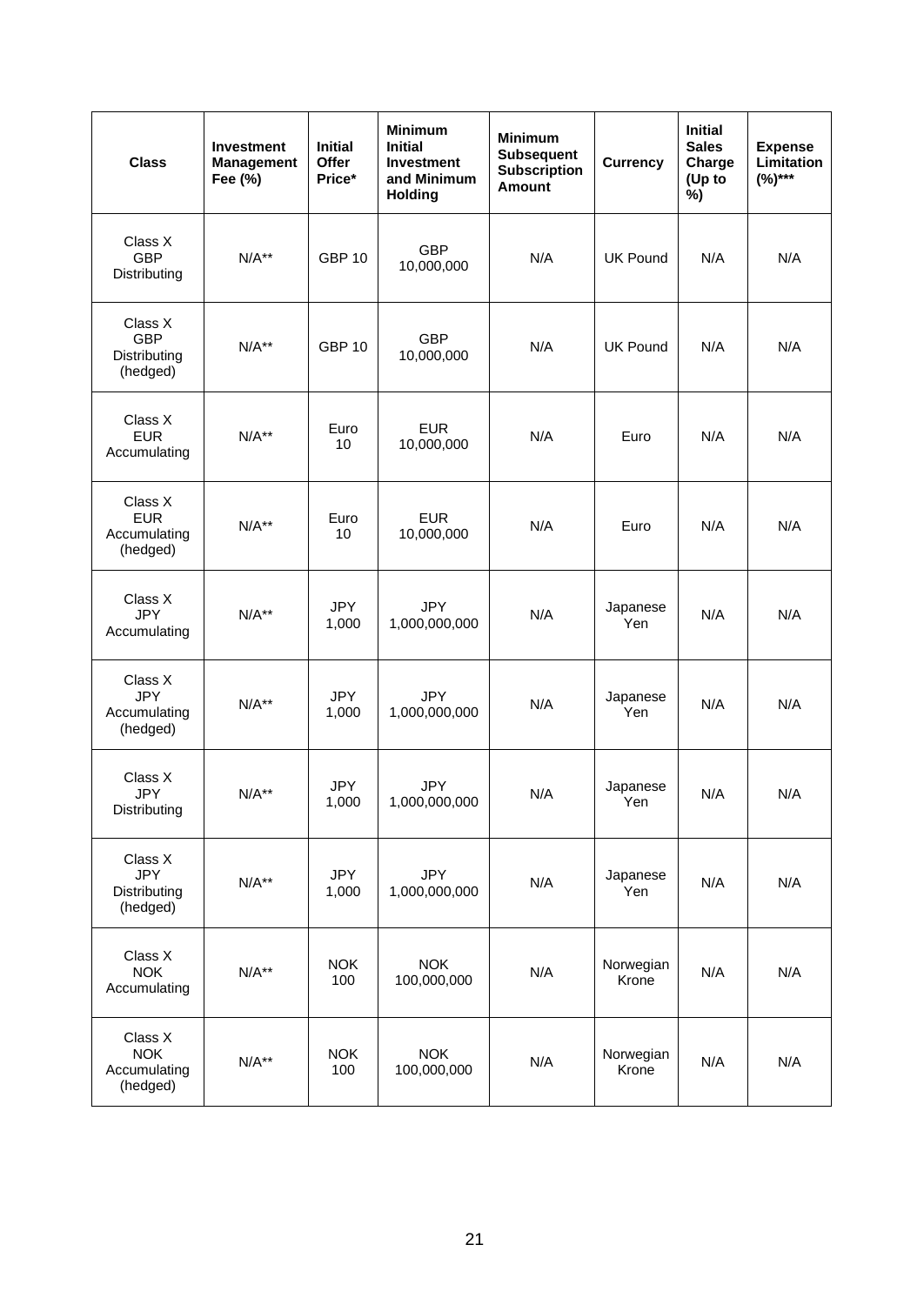| Class | Investment Management Fee (%) | Initial Offer Price* | Minimum Initial Investment and Minimum Holding | Minimum Subsequent Subscription Amount | Currency | Initial Sales Charge (Up to %) | Expense Limitation (%)*** |
|---|---|---|---|---|---|---|---|
| Class X GBP Distributing | N/A** | GBP 10 | GBP 10,000,000 | N/A | UK Pound | N/A | N/A |
| Class X GBP Distributing (hedged) | N/A** | GBP 10 | GBP 10,000,000 | N/A | UK Pound | N/A | N/A |
| Class X EUR Accumulating | N/A** | Euro 10 | EUR 10,000,000 | N/A | Euro | N/A | N/A |
| Class X EUR Accumulating (hedged) | N/A** | Euro 10 | EUR 10,000,000 | N/A | Euro | N/A | N/A |
| Class X JPY Accumulating | N/A** | JPY 1,000 | JPY 1,000,000,000 | N/A | Japanese Yen | N/A | N/A |
| Class X JPY Accumulating (hedged) | N/A** | JPY 1,000 | JPY 1,000,000,000 | N/A | Japanese Yen | N/A | N/A |
| Class X JPY Distributing | N/A** | JPY 1,000 | JPY 1,000,000,000 | N/A | Japanese Yen | N/A | N/A |
| Class X JPY Distributing (hedged) | N/A** | JPY 1,000 | JPY 1,000,000,000 | N/A | Japanese Yen | N/A | N/A |
| Class X NOK Accumulating | N/A** | NOK 100 | NOK 100,000,000 | N/A | Norwegian Krone | N/A | N/A |
| Class X NOK Accumulating (hedged) | N/A** | NOK 100 | NOK 100,000,000 | N/A | Norwegian Krone | N/A | N/A |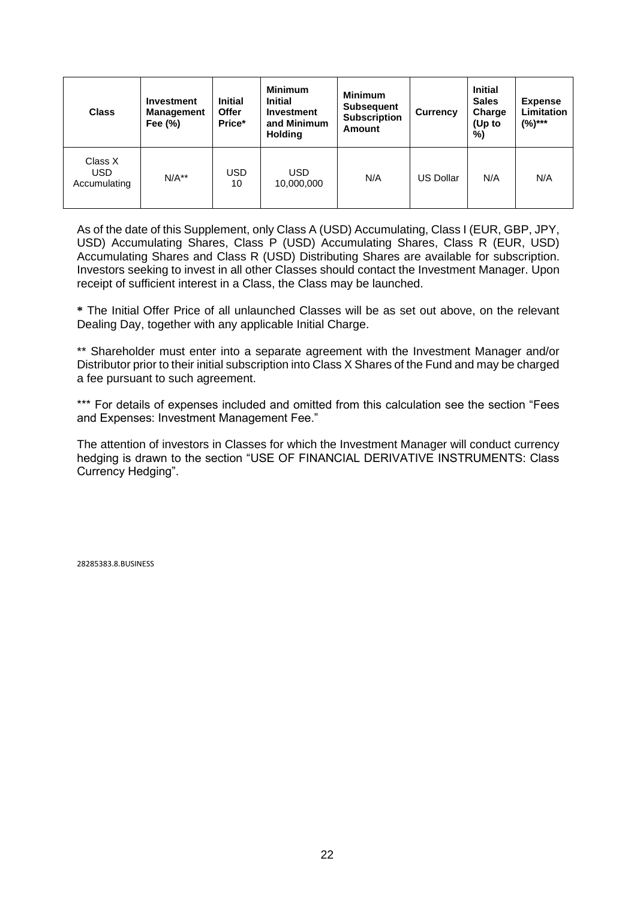| Class | Investment Management Fee (%) | Initial Offer Price* | Minimum Initial Investment and Minimum Holding | Minimum Subsequent Subscription Amount | Currency | Initial Sales Charge (Up to %) | Expense Limitation (%)*** |
|---|---|---|---|---|---|---|---|
| Class X USD Accumulating | N/A** | USD 10 | USD 10,000,000 | N/A | US Dollar | N/A | N/A |

As of the date of this Supplement, only Class A (USD) Accumulating, Class I (EUR, GBP, JPY, USD) Accumulating Shares, Class P (USD) Accumulating Shares, Class R (EUR, USD) Accumulating Shares and Class R (USD) Distributing Shares are available for subscription. Investors seeking to invest in all other Classes should contact the Investment Manager. Upon receipt of sufficient interest in a Class, the Class may be launched.

**\*** The Initial Offer Price of all unlaunched Classes will be as set out above, on the relevant Dealing Day, together with any applicable Initial Charge.

** Shareholder must enter into a separate agreement with the Investment Manager and/or Distributor prior to their initial subscription into Class X Shares of the Fund and may be charged a fee pursuant to such agreement.

*** For details of expenses included and omitted from this calculation see the section "Fees and Expenses: Investment Management Fee."

The attention of investors in Classes for which the Investment Manager will conduct currency hedging is drawn to the section "USE OF FINANCIAL DERIVATIVE INSTRUMENTS: Class Currency Hedging".

28285383.8.BUSINESS